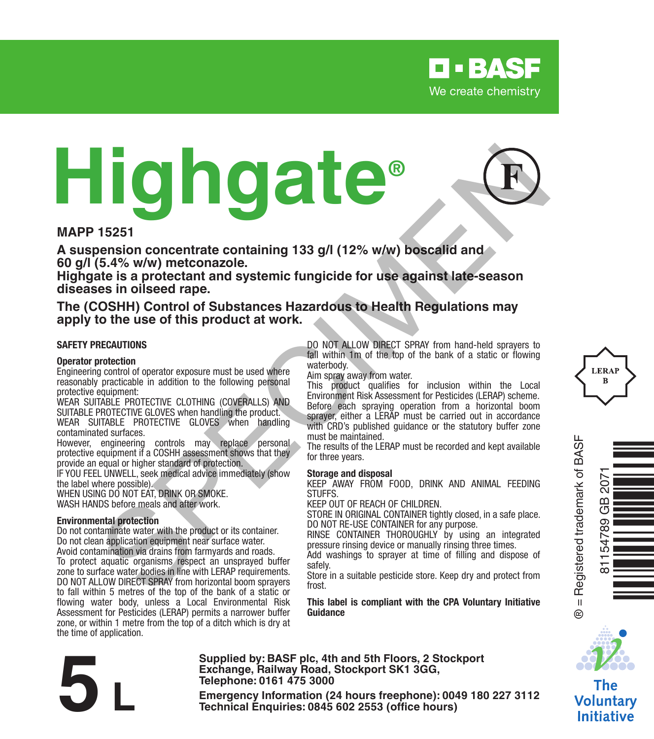BASF
We create chemistry

# Highgate®

**MAPP 15251**

**A suspension concentrate containing 133 g/l (12% w/w) boscalid and 60 g/l (5.4% w/w) metconazole.**
**Highgate is a protectant and systemic fungicide for use against late-season diseases in oilseed rape.**

**The (COSHH) Control of Substances Hazardous to Health Regulations may apply to the use of this product at work.**

### SAFETY PRECAUTIONS

**Operator protection**

Engineering control of operator exposure must be used where reasonably practicable in addition to the following personal protective equipment:

WEAR SUITABLE PROTECTIVE CLOTHING (COVERALLS) AND SUITABLE PROTECTIVE GLOVES when handling the product.

WEAR SUITABLE PROTECTIVE GLOVES when handling contaminated surfaces.

However, engineering controls may replace personal protective equipment if a COSHH assessment shows that they provide an equal or higher standard of protection.

IF YOU FEEL UNWELL, seek medical advice immediately (show the label where possible).

WHEN USING DO NOT EAT, DRINK OR SMOKE.

WASH HANDS before meals and after work.

**Environmental protection**

Do not contaminate water with the product or its container.

Do not clean application equipment near surface water.

Avoid contamination via drains from farmyards and roads.

To protect aquatic organisms respect an unsprayed buffer zone to surface water bodies in line with LERAP requirements.

DO NOT ALLOW DIRECT SPRAY from horizontal boom sprayers to fall within 5 metres of the top of the bank of a static or flowing water body, unless a Local Environmental Risk Assessment for Pesticides (LERAP) permits a narrower buffer zone, or within 1 metre from the top of a ditch which is dry at the time of application.

DO NOT ALLOW DIRECT SPRAY from hand-held sprayers to fall within 1m of the top of the bank of a static or flowing waterbody.

Aim spray away from water.

This product qualifies for inclusion within the Local Environment Risk Assessment for Pesticides (LERAP) scheme. Before each spraying operation from a horizontal boom sprayer, either a LERAP must be carried out in accordance with CRD's published guidance or the statutory buffer zone must be maintained.

The results of the LERAP must be recorded and kept available for three years.

**Storage and disposal**

KEEP AWAY FROM FOOD, DRINK AND ANIMAL FEEDING STUFFS.

KEEP OUT OF REACH OF CHILDREN.

STORE IN ORIGINAL CONTAINER tightly closed, in a safe place.

DO NOT RE-USE CONTAINER for any purpose.

RINSE CONTAINER THOROUGHLY by using an integrated pressure rinsing device or manually rinsing three times.

Add washings to sprayer at time of filling and dispose of safely.

Store in a suitable pesticide store. Keep dry and protect from frost.

**This label is compliant with the CPA Voluntary Initiative Guidance**

LERAP B

® = Registered trademark of BASF

81154789 GB 2071

The Voluntary Initiative

# 5 L

**Supplied by: BASF plc, 4th and 5th Floors, 2 Stockport Exchange, Railway Road, Stockport SK1 3GG,**
**Telephone: 0161 475 3000**

**Emergency Information (24 hours freephone): 0049 180 227 3112**
**Technical Enquiries: 0845 602 2553 (office hours)**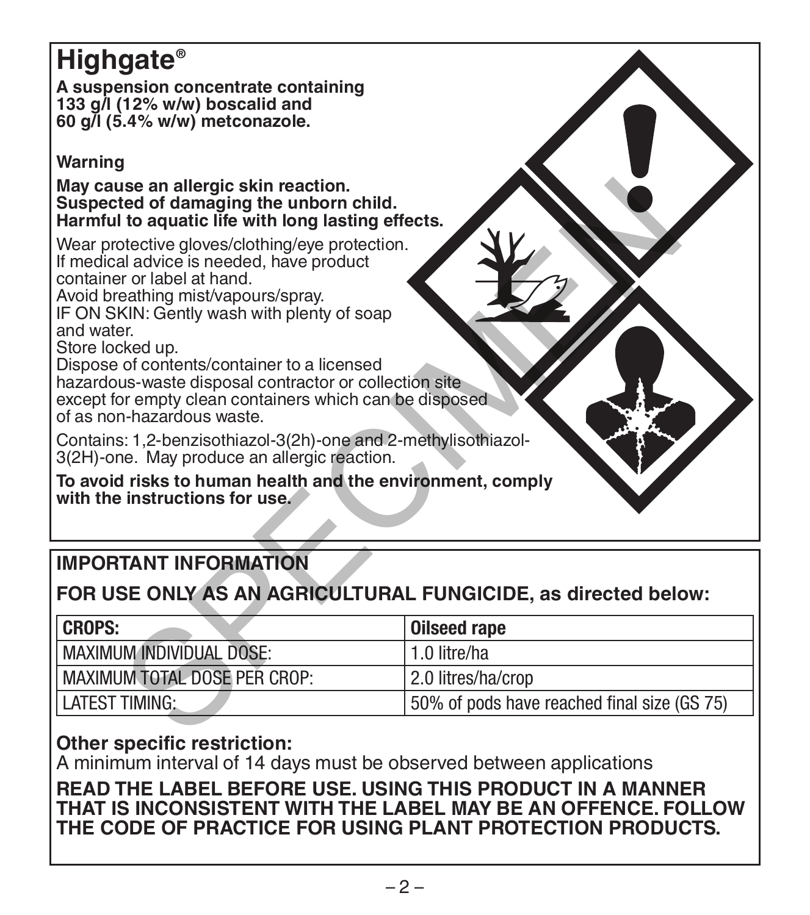# Highgate®

**A suspension concentrate containing 133 g/l (12% w/w) boscalid and 60 g/l (5.4% w/w) metconazole.**

**Warning**

**May cause an allergic skin reaction.**
**Suspected of damaging the unborn child.**
**Harmful to aquatic life with long lasting effects.**

Wear protective gloves/clothing/eye protection.
If medical advice is needed, have product container or label at hand.
Avoid breathing mist/vapours/spray.
IF ON SKIN: Gently wash with plenty of soap and water.
Store locked up.
Dispose of contents/container to a licensed hazardous-waste disposal contractor or collection site except for empty clean containers which can be disposed of as non-hazardous waste.

Contains: 1,2-benzisothiazol-3(2h)-one and 2-methylisothiazol-3(2H)-one. May produce an allergic reaction.

**To avoid risks to human health and the environment, comply with the instructions for use.**

## IMPORTANT INFORMATION

**FOR USE ONLY AS AN AGRICULTURAL FUNGICIDE, as directed below:**

| CROPS: | Oilseed rape |
|---|---|
| MAXIMUM INDIVIDUAL DOSE: | 1.0 litre/ha |
| MAXIMUM TOTAL DOSE PER CROP: | 2.0 litres/ha/crop |
| LATEST TIMING: | 50% of pods have reached final size (GS 75) |

**Other specific restriction:**
A minimum interval of 14 days must be observed between applications

**READ THE LABEL BEFORE USE. USING THIS PRODUCT IN A MANNER THAT IS INCONSISTENT WITH THE LABEL MAY BE AN OFFENCE. FOLLOW THE CODE OF PRACTICE FOR USING PLANT PROTECTION PRODUCTS.**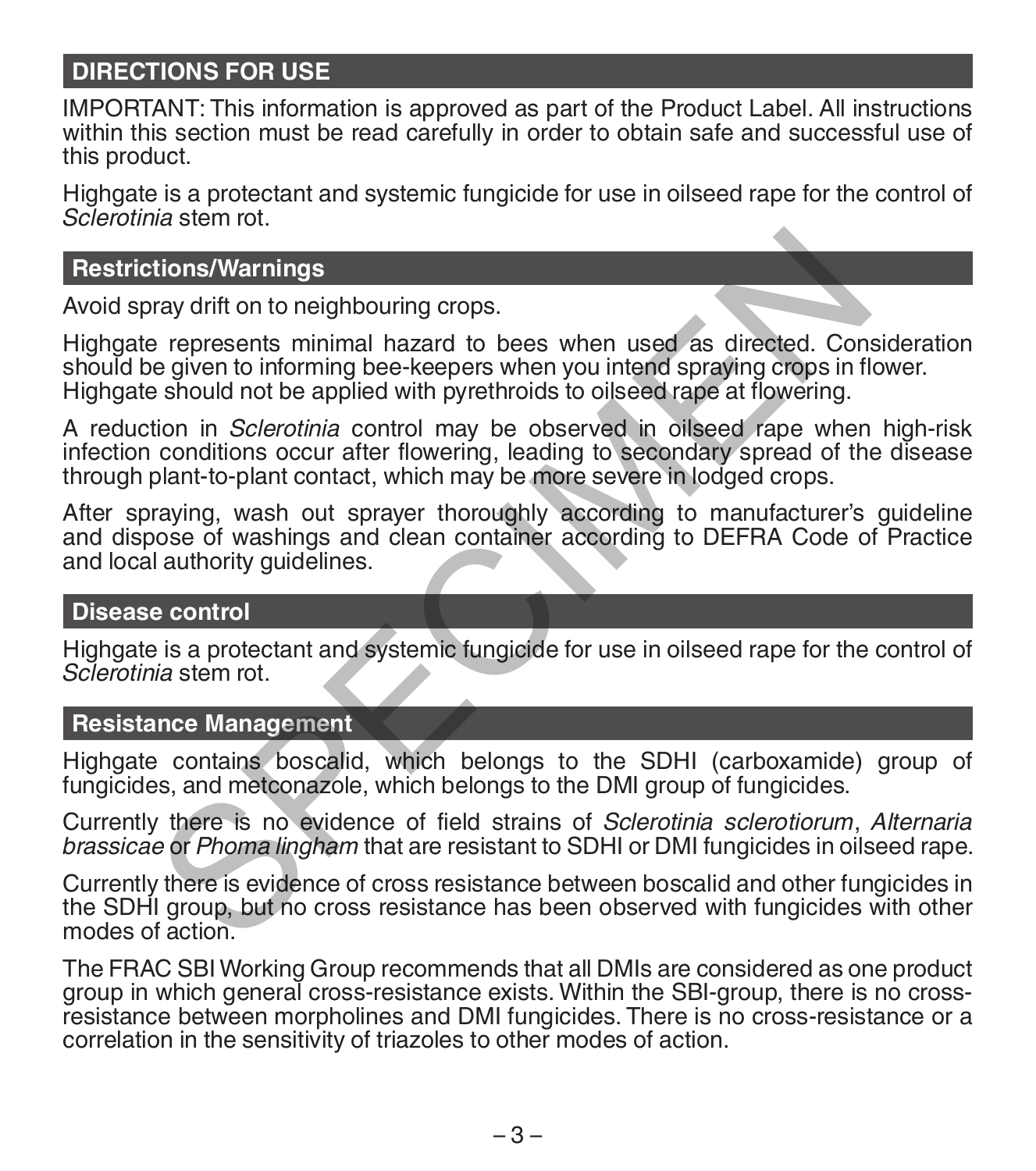## DIRECTIONS FOR USE

IMPORTANT: This information is approved as part of the Product Label. All instructions within this section must be read carefully in order to obtain safe and successful use of this product.

Highgate is a protectant and systemic fungicide for use in oilseed rape for the control of *Sclerotinia* stem rot.

### Restrictions/Warnings

Avoid spray drift on to neighbouring crops.

Highgate represents minimal hazard to bees when used as directed. Consideration should be given to informing bee-keepers when you intend spraying crops in flower. Highgate should not be applied with pyrethroids to oilseed rape at flowering.

A reduction in *Sclerotinia* control may be observed in oilseed rape when high-risk infection conditions occur after flowering, leading to secondary spread of the disease through plant-to-plant contact, which may be more severe in lodged crops.

After spraying, wash out sprayer thoroughly according to manufacturer's guideline and dispose of washings and clean container according to DEFRA Code of Practice and local authority guidelines.

### Disease control

Highgate is a protectant and systemic fungicide for use in oilseed rape for the control of *Sclerotinia* stem rot.

### Resistance Management

Highgate contains boscalid, which belongs to the SDHI (carboxamide) group of fungicides, and metconazole, which belongs to the DMI group of fungicides.

Currently there is no evidence of field strains of *Sclerotinia sclerotiorum*, *Alternaria brassicae* or *Phoma lingham* that are resistant to SDHI or DMI fungicides in oilseed rape.

Currently there is evidence of cross resistance between boscalid and other fungicides in the SDHI group, but no cross resistance has been observed with fungicides with other modes of action.

The FRAC SBI Working Group recommends that all DMIs are considered as one product group in which general cross-resistance exists. Within the SBI-group, there is no cross-resistance between morpholines and DMI fungicides. There is no cross-resistance or a correlation in the sensitivity of triazoles to other modes of action.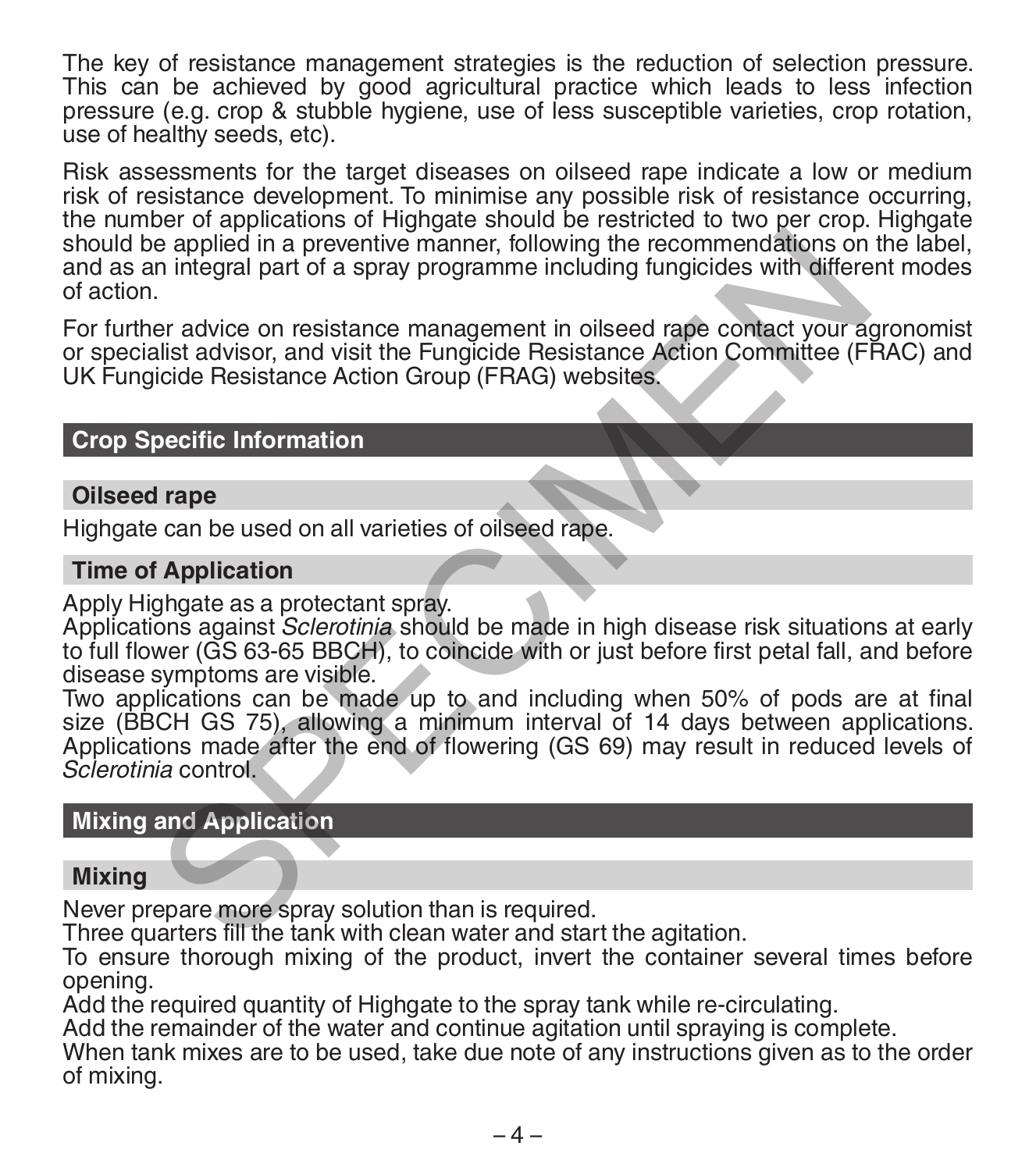The key of resistance management strategies is the reduction of selection pressure. This can be achieved by good agricultural practice which leads to less infection pressure (e.g. crop & stubble hygiene, use of less susceptible varieties, crop rotation, use of healthy seeds, etc).

Risk assessments for the target diseases on oilseed rape indicate a low or medium risk of resistance development. To minimise any possible risk of resistance occurring, the number of applications of Highgate should be restricted to two per crop. Highgate should be applied in a preventive manner, following the recommendations on the label, and as an integral part of a spray programme including fungicides with different modes of action.

For further advice on resistance management in oilseed rape contact your agronomist or specialist advisor, and visit the Fungicide Resistance Action Committee (FRAC) and UK Fungicide Resistance Action Group (FRAG) websites.

## Crop Specific Information

### Oilseed rape

Highgate can be used on all varieties of oilseed rape.

### Time of Application

Apply Highgate as a protectant spray.
Applications against *Sclerotinia* should be made in high disease risk situations at early to full flower (GS 63-65 BBCH), to coincide with or just before first petal fall, and before disease symptoms are visible.
Two applications can be made up to and including when 50% of pods are at final size (BBCH GS 75), allowing a minimum interval of 14 days between applications. Applications made after the end of flowering (GS 69) may result in reduced levels of *Sclerotinia* control.

## Mixing and Application

### Mixing

Never prepare more spray solution than is required.
Three quarters fill the tank with clean water and start the agitation.
To ensure thorough mixing of the product, invert the container several times before opening.
Add the required quantity of Highgate to the spray tank while re-circulating.
Add the remainder of the water and continue agitation until spraying is complete.
When tank mixes are to be used, take due note of any instructions given as to the order of mixing.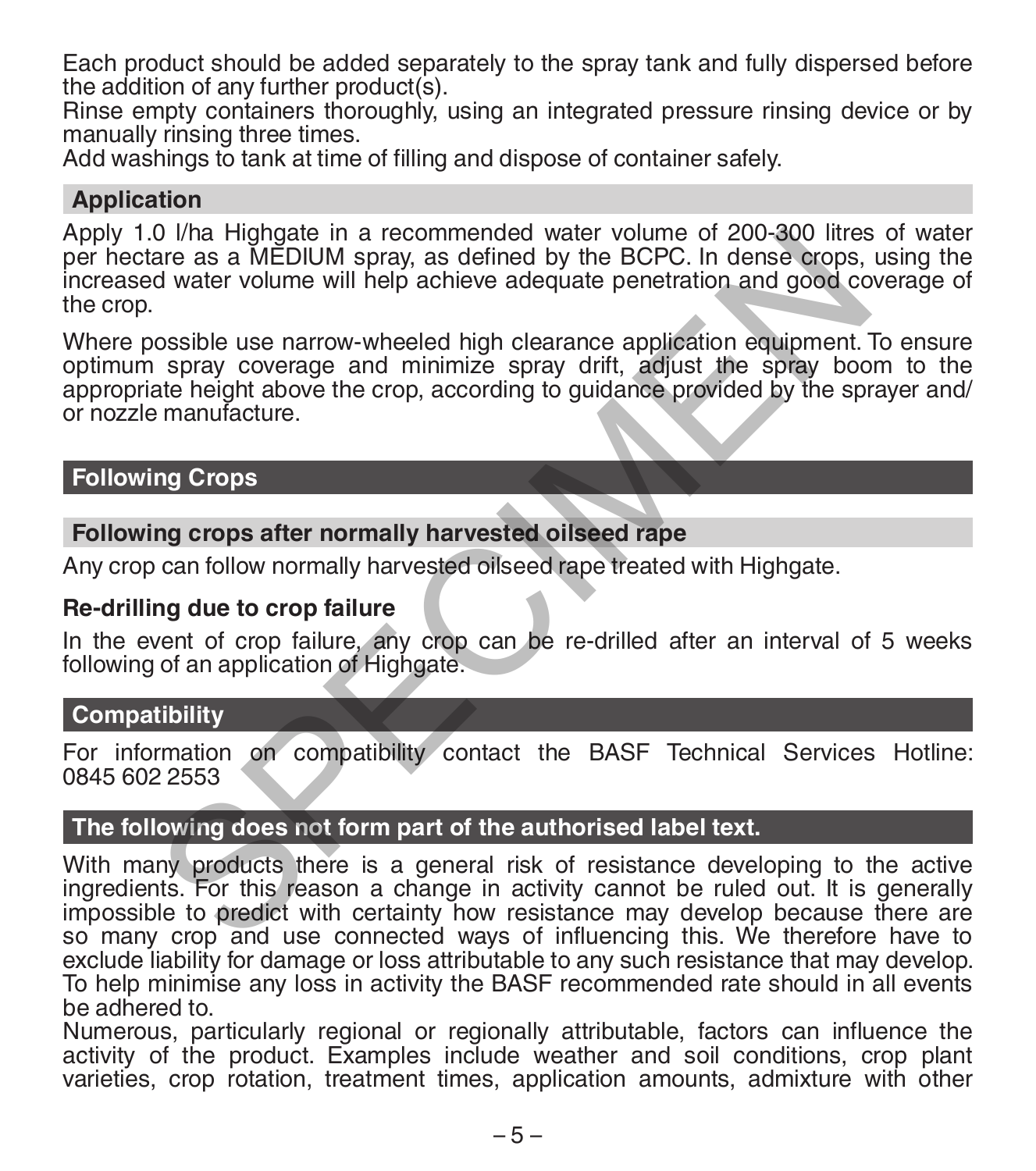Each product should be added separately to the spray tank and fully dispersed before the addition of any further product(s).
Rinse empty containers thoroughly, using an integrated pressure rinsing device or by manually rinsing three times.
Add washings to tank at time of filling and dispose of container safely.

### Application

Apply 1.0 l/ha Highgate in a recommended water volume of 200-300 litres of water per hectare as a MEDIUM spray, as defined by the BCPC. In dense crops, using the increased water volume will help achieve adequate penetration and good coverage of the crop.

Where possible use narrow-wheeled high clearance application equipment. To ensure optimum spray coverage and minimize spray drift, adjust the spray boom to the appropriate height above the crop, according to guidance provided by the sprayer and/or nozzle manufacture.

## Following Crops

### Following crops after normally harvested oilseed rape

Any crop can follow normally harvested oilseed rape treated with Highgate.

**Re-drilling due to crop failure**

In the event of crop failure, any crop can be re-drilled after an interval of 5 weeks following of an application of Highgate.

## Compatibility

For information on compatibility contact the BASF Technical Services Hotline: 0845 602 2553

## The following does not form part of the authorised label text.

With many products there is a general risk of resistance developing to the active ingredients. For this reason a change in activity cannot be ruled out. It is generally impossible to predict with certainty how resistance may develop because there are so many crop and use connected ways of influencing this. We therefore have to exclude liability for damage or loss attributable to any such resistance that may develop. To help minimise any loss in activity the BASF recommended rate should in all events be adhered to.
Numerous, particularly regional or regionally attributable, factors can influence the activity of the product. Examples include weather and soil conditions, crop plant varieties, crop rotation, treatment times, application amounts, admixture with other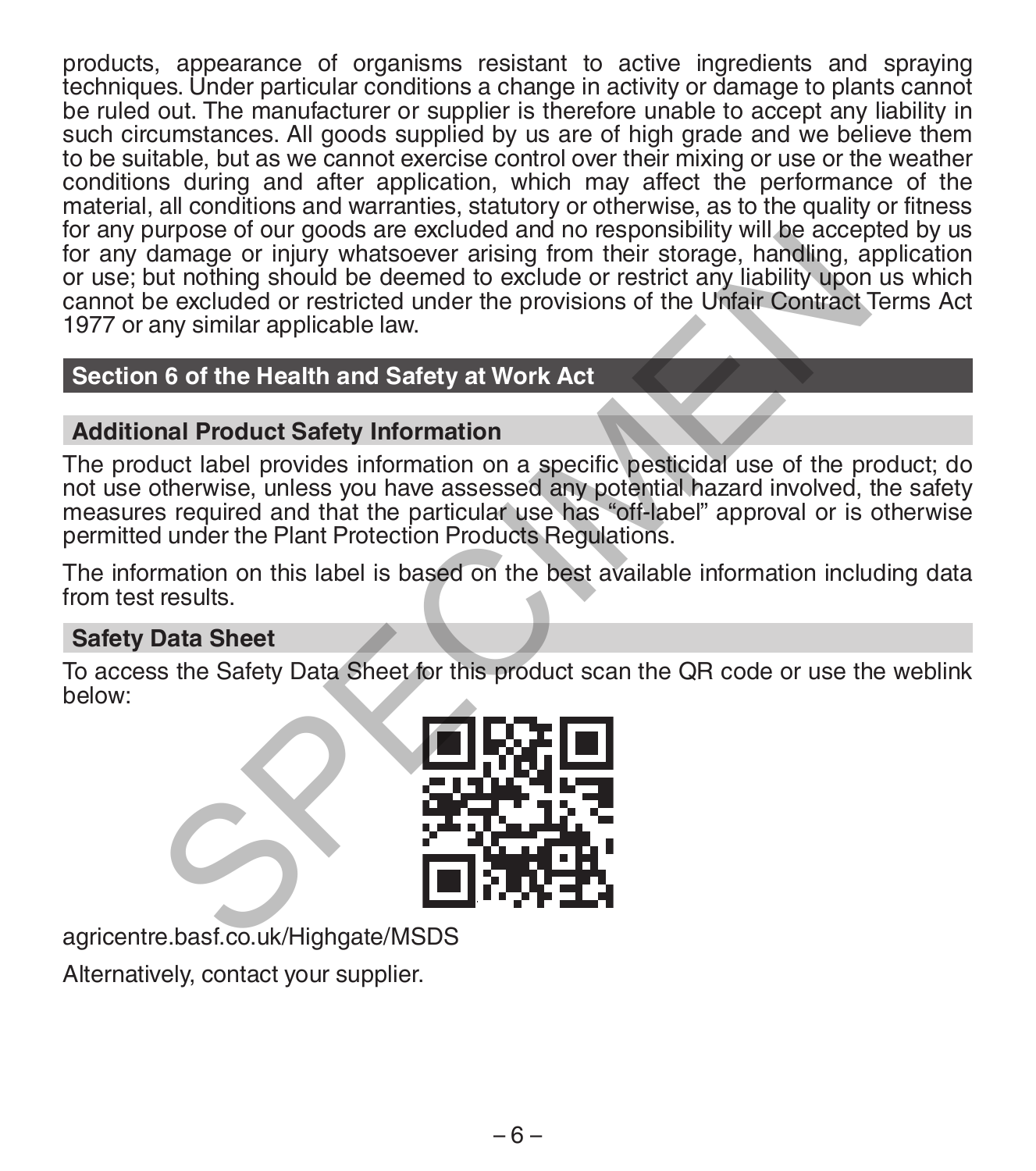products, appearance of organisms resistant to active ingredients and spraying techniques. Under particular conditions a change in activity or damage to plants cannot be ruled out. The manufacturer or supplier is therefore unable to accept any liability in such circumstances. All goods supplied by us are of high grade and we believe them to be suitable, but as we cannot exercise control over their mixing or use or the weather conditions during and after application, which may affect the performance of the material, all conditions and warranties, statutory or otherwise, as to the quality or fitness for any purpose of our goods are excluded and no responsibility will be accepted by us for any damage or injury whatsoever arising from their storage, handling, application or use; but nothing should be deemed to exclude or restrict any liability upon us which cannot be excluded or restricted under the provisions of the Unfair Contract Terms Act 1977 or any similar applicable law.

## Section 6 of the Health and Safety at Work Act

### Additional Product Safety Information

The product label provides information on a specific pesticidal use of the product; do not use otherwise, unless you have assessed any potential hazard involved, the safety measures required and that the particular use has "off-label" approval or is otherwise permitted under the Plant Protection Products Regulations.

The information on this label is based on the best available information including data from test results.

### Safety Data Sheet

To access the Safety Data Sheet for this product scan the QR code or use the weblink below:

agricentre.basf.co.uk/Highgate/MSDS

Alternatively, contact your supplier.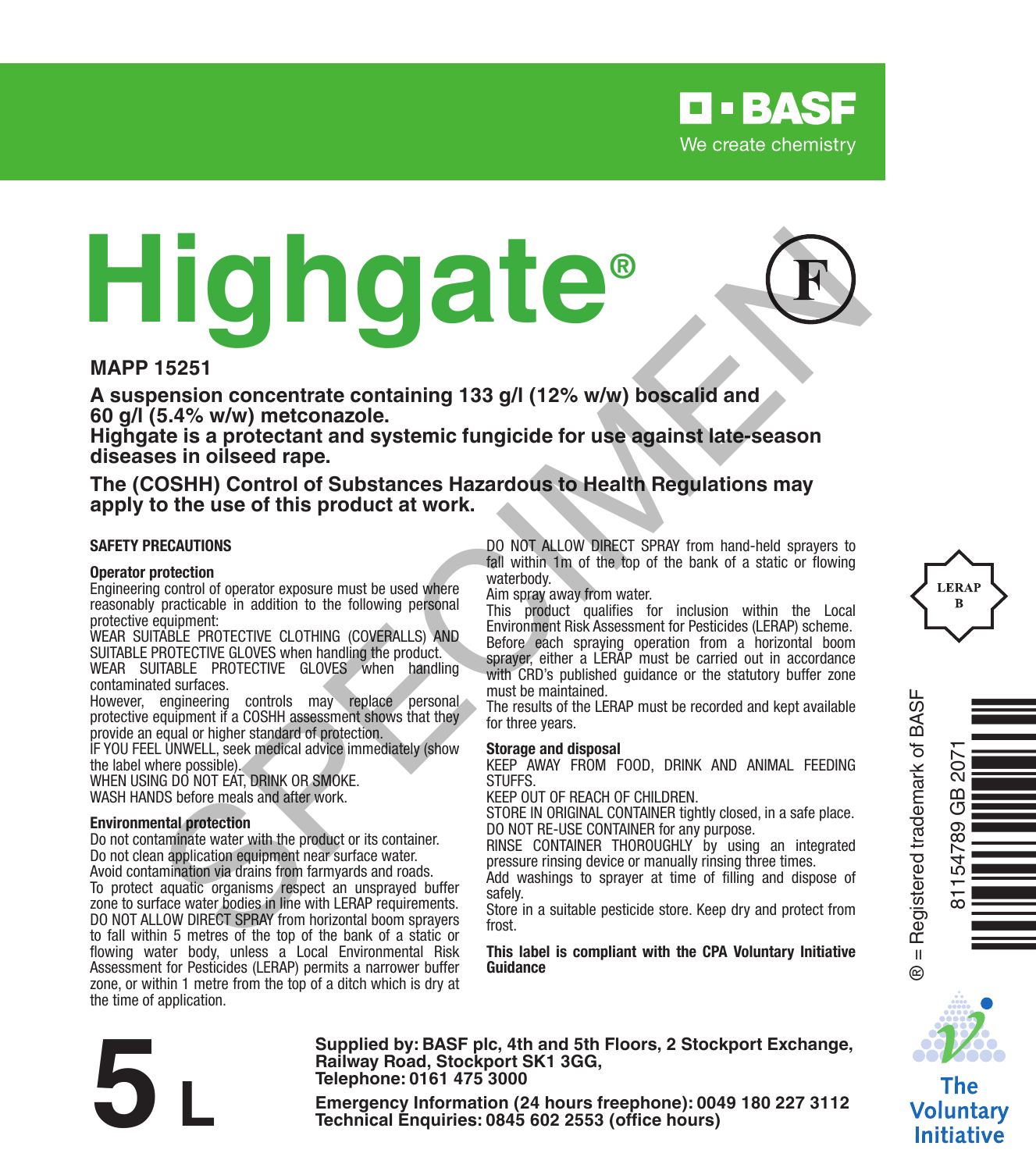**BASF**
We create chemistry

# Highgate®

(F)

**MAPP 15251**

**A suspension concentrate containing 133 g/l (12% w/w) boscalid and 60 g/l (5.4% w/w) metconazole.**
**Highgate is a protectant and systemic fungicide for use against late-season diseases in oilseed rape.**

**The (COSHH) Control of Substances Hazardous to Health Regulations may apply to the use of this product at work.**

### SAFETY PRECAUTIONS

**Operator protection**
Engineering control of operator exposure must be used where reasonably practicable in addition to the following personal protective equipment:
WEAR SUITABLE PROTECTIVE CLOTHING (COVERALLS) AND SUITABLE PROTECTIVE GLOVES when handling the product.
WEAR SUITABLE PROTECTIVE GLOVES when handling contaminated surfaces.
However, engineering controls may replace personal protective equipment if a COSHH assessment shows that they provide an equal or higher standard of protection.
IF YOU FEEL UNWELL, seek medical advice immediately (show the label where possible).
WHEN USING DO NOT EAT, DRINK OR SMOKE.
WASH HANDS before meals and after work.

**Environmental protection**
Do not contaminate water with the product or its container.
Do not clean application equipment near surface water.
Avoid contamination via drains from farmyards and roads.
To protect aquatic organisms respect an unsprayed buffer zone to surface water bodies in line with LERAP requirements.
DO NOT ALLOW DIRECT SPRAY from horizontal boom sprayers to fall within 5 metres of the top of the bank of a static or flowing water body, unless a Local Environmental Risk Assessment for Pesticides (LERAP) permits a narrower buffer zone, or within 1 metre from the top of a ditch which is dry at the time of application.
DO NOT ALLOW DIRECT SPRAY from hand-held sprayers to fall within 1m of the top of the bank of a static or flowing waterbody.
Aim spray away from water.
This product qualifies for inclusion within the Local Environment Risk Assessment for Pesticides (LERAP) scheme.
Before each spraying operation from a horizontal boom sprayer, either a LERAP must be carried out in accordance with CRD's published guidance or the statutory buffer zone must be maintained.
The results of the LERAP must be recorded and kept available for three years.

**Storage and disposal**
KEEP AWAY FROM FOOD, DRINK AND ANIMAL FEEDING STUFFS.
KEEP OUT OF REACH OF CHILDREN.
STORE IN ORIGINAL CONTAINER tightly closed, in a safe place.
DO NOT RE-USE CONTAINER for any purpose.
RINSE CONTAINER THOROUGHLY by using an integrated pressure rinsing device or manually rinsing three times.
Add washings to sprayer at time of filling and dispose of safely.
Store in a suitable pesticide store. Keep dry and protect from frost.

**This label is compliant with the CPA Voluntary Initiative Guidance**

LERAP B

® = Registered trademark of BASF

81154789 GB 2071

The Voluntary Initiative

# 5 L

**Supplied by: BASF plc, 4th and 5th Floors, 2 Stockport Exchange, Railway Road, Stockport SK1 3GG,**
**Telephone: 0161 475 3000**

**Emergency Information (24 hours freephone): 0049 180 227 3112**
**Technical Enquiries: 0845 602 2553 (office hours)**

SPECIMEN